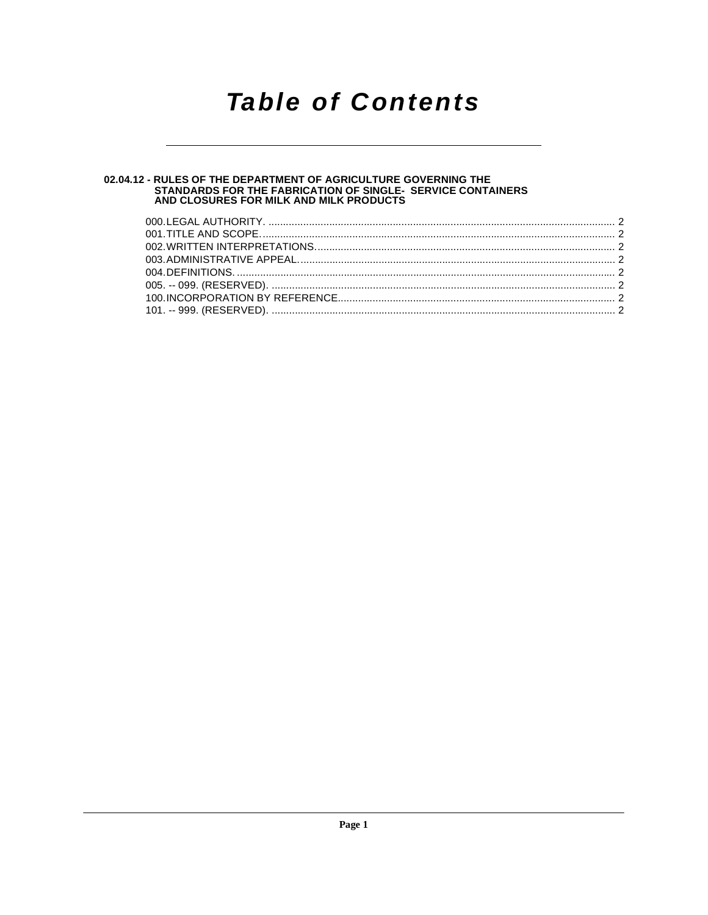# Table of Contents

**02.04.12 - RULES OF THE DEPARTMENT OF AGRICULTURE GOVERNING THE STANDARDS FOR THE FABRICATION OF SINGLE- SERVICE CONTAINERS AND CLOSURES FOR MILK AND MILK PRODUCTS**

000.LEGAL AUTHORITY. ........................................................................................................................ 2
001.TITLE AND SCOPE. .......................................................................................................................... 2
002.WRITTEN INTERPRETATIONS. ....................................................................................................... 2
003.ADMINISTRATIVE APPEAL. ............................................................................................................. 2
004.DEFINITIONS. .................................................................................................................................. 2
005. -- 099. (RESERVED). ....................................................................................................................... 2
100.INCORPORATION BY REFERENCE. .............................................................................................. 2
101. -- 999. (RESERVED). ....................................................................................................................... 2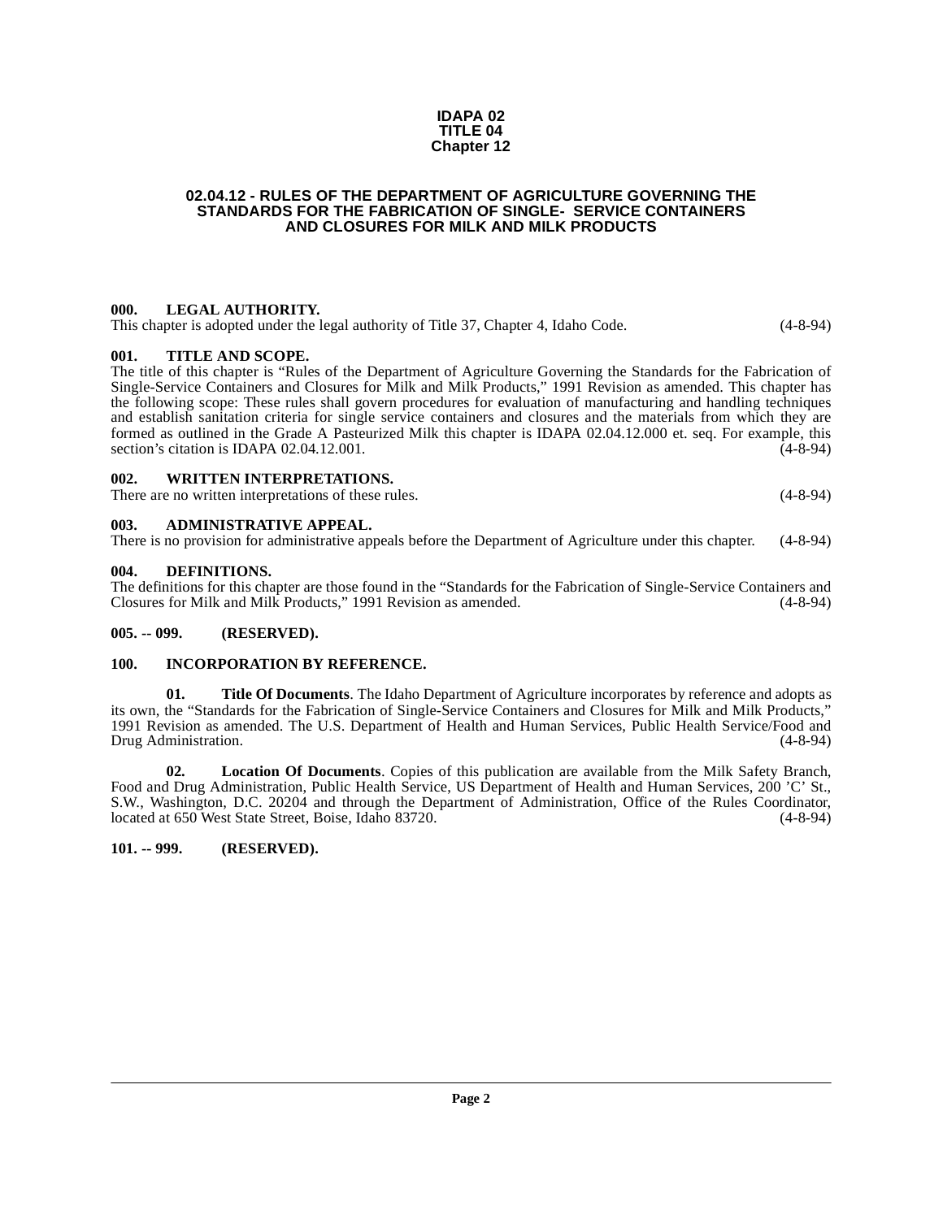**IDAPA 02**
**TITLE 04**
**Chapter 12**

# 02.04.12 - RULES OF THE DEPARTMENT OF AGRICULTURE GOVERNING THE STANDARDS FOR THE FABRICATION OF SINGLE- SERVICE CONTAINERS AND CLOSURES FOR MILK AND MILK PRODUCTS

## 000. LEGAL AUTHORITY.

This chapter is adopted under the legal authority of Title 37, Chapter 4, Idaho Code. (4-8-94)

## 001. TITLE AND SCOPE.

The title of this chapter is "Rules of the Department of Agriculture Governing the Standards for the Fabrication of Single-Service Containers and Closures for Milk and Milk Products," 1991 Revision as amended. This chapter has the following scope: These rules shall govern procedures for evaluation of manufacturing and handling techniques and establish sanitation criteria for single service containers and closures and the materials from which they are formed as outlined in the Grade A Pasteurized Milk this chapter is IDAPA 02.04.12.000 et. seq. For example, this section's citation is IDAPA 02.04.12.001. (4-8-94)

## 002. WRITTEN INTERPRETATIONS.

There are no written interpretations of these rules. (4-8-94)

## 003. ADMINISTRATIVE APPEAL.

There is no provision for administrative appeals before the Department of Agriculture under this chapter. (4-8-94)

## 004. DEFINITIONS.

The definitions for this chapter are those found in the "Standards for the Fabrication of Single-Service Containers and Closures for Milk and Milk Products," 1991 Revision as amended. (4-8-94)

## 005. -- 099. (RESERVED).

## 100. INCORPORATION BY REFERENCE.

**01. Title Of Documents**. The Idaho Department of Agriculture incorporates by reference and adopts as its own, the "Standards for the Fabrication of Single-Service Containers and Closures for Milk and Milk Products," 1991 Revision as amended. The U.S. Department of Health and Human Services, Public Health Service/Food and Drug Administration. (4-8-94)

**02. Location Of Documents**. Copies of this publication are available from the Milk Safety Branch, Food and Drug Administration, Public Health Service, US Department of Health and Human Services, 200 'C' St., S.W., Washington, D.C. 20204 and through the Department of Administration, Office of the Rules Coordinator, located at 650 West State Street, Boise, Idaho 83720. (4-8-94)

## 101. -- 999. (RESERVED).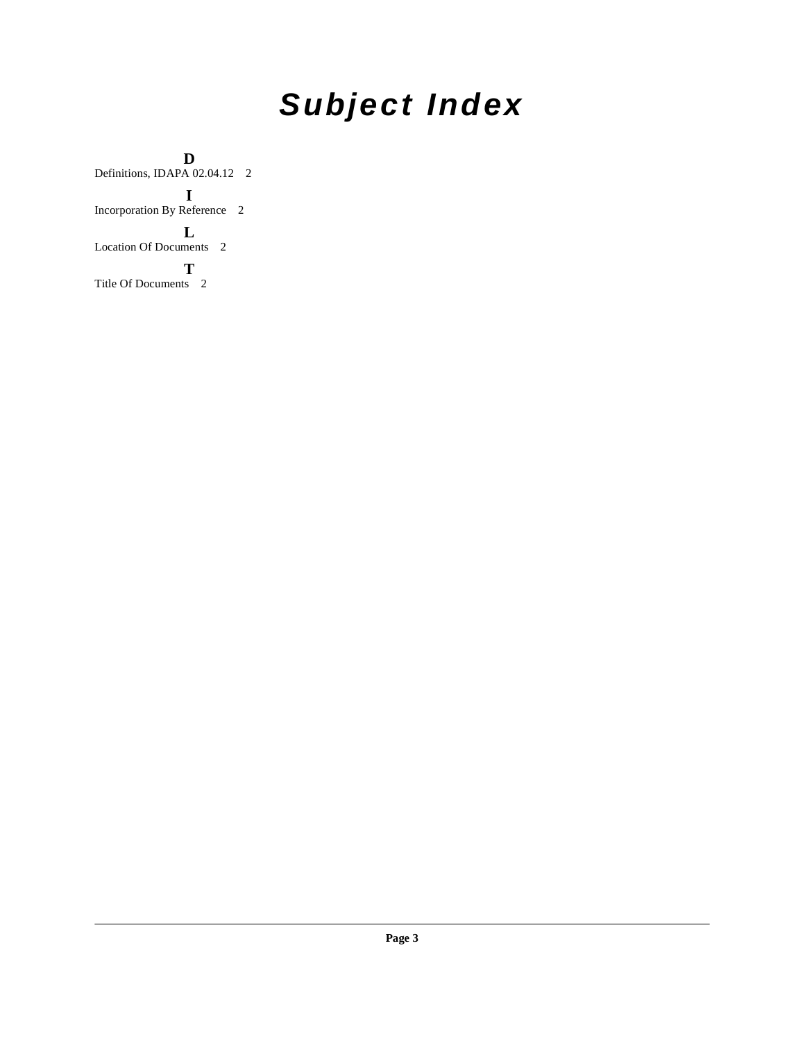# *Subject Index*

**D**

Definitions, IDAPA 02.04.12 2

**I**

Incorporation By Reference 2

**L**

Location Of Documents 2

**T**

Title Of Documents 2